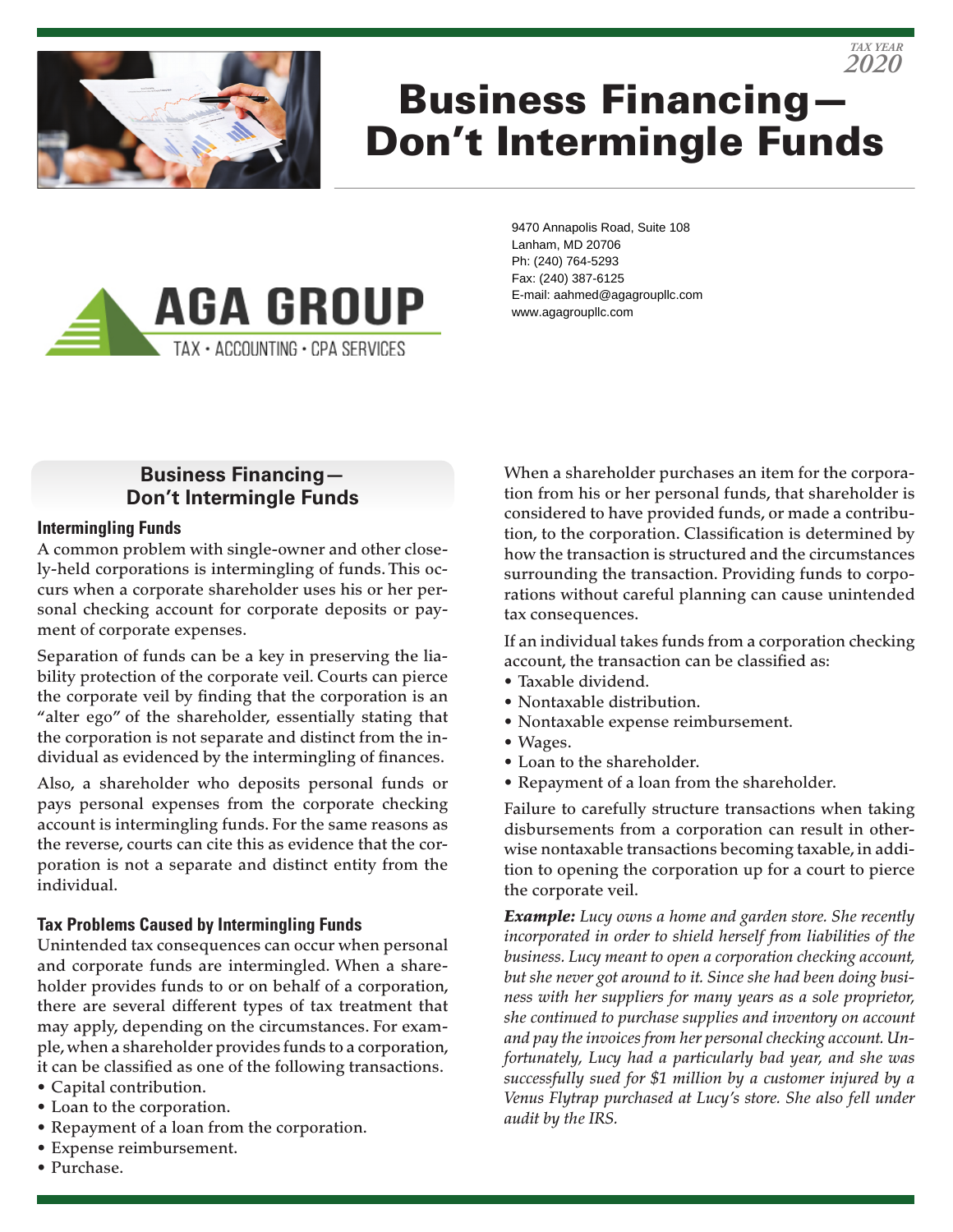TAX YEAR
2020

# Business Financing—Don't Intermingle Funds

AGA GROUP
TAX • ACCOUNTING • CPA SERVICES

9470 Annapolis Road, Suite 108
Lanham, MD 20706
Ph: (240) 764-5293
Fax: (240) 387-6125
E-mail: aahmed@agagroupllc.com
www.agagroupllc.com

## Business Financing—Don't Intermingle Funds

### Intermingling Funds

A common problem with single-owner and other closely-held corporations is intermingling of funds. This occurs when a corporate shareholder uses his or her personal checking account for corporate deposits or payment of corporate expenses.

Separation of funds can be a key in preserving the liability protection of the corporate veil. Courts can pierce the corporate veil by finding that the corporation is an "alter ego" of the shareholder, essentially stating that the corporation is not separate and distinct from the individual as evidenced by the intermingling of finances.

Also, a shareholder who deposits personal funds or pays personal expenses from the corporate checking account is intermingling funds. For the same reasons as the reverse, courts can cite this as evidence that the corporation is not a separate and distinct entity from the individual.

### Tax Problems Caused by Intermingling Funds

Unintended tax consequences can occur when personal and corporate funds are intermingled. When a shareholder provides funds to or on behalf of a corporation, there are several different types of tax treatment that may apply, depending on the circumstances. For example, when a shareholder provides funds to a corporation, it can be classified as one of the following transactions.

- Capital contribution.
- Loan to the corporation.
- Repayment of a loan from the corporation.
- Expense reimbursement.
- Purchase.

When a shareholder purchases an item for the corporation from his or her personal funds, that shareholder is considered to have provided funds, or made a contribution, to the corporation. Classification is determined by how the transaction is structured and the circumstances surrounding the transaction. Providing funds to corporations without careful planning can cause unintended tax consequences.

If an individual takes funds from a corporation checking account, the transaction can be classified as:

- Taxable dividend.
- Nontaxable distribution.
- Nontaxable expense reimbursement.
- Wages.
- Loan to the shareholder.
- Repayment of a loan from the shareholder.

Failure to carefully structure transactions when taking disbursements from a corporation can result in otherwise nontaxable transactions becoming taxable, in addition to opening the corporation up for a court to pierce the corporate veil.

***Example:*** *Lucy owns a home and garden store. She recently incorporated in order to shield herself from liabilities of the business. Lucy meant to open a corporation checking account, but she never got around to it. Since she had been doing business with her suppliers for many years as a sole proprietor, she continued to purchase supplies and inventory on account and pay the invoices from her personal checking account. Unfortunately, Lucy had a particularly bad year, and she was successfully sued for $1 million by a customer injured by a Venus Flytrap purchased at Lucy's store. She also fell under audit by the IRS.*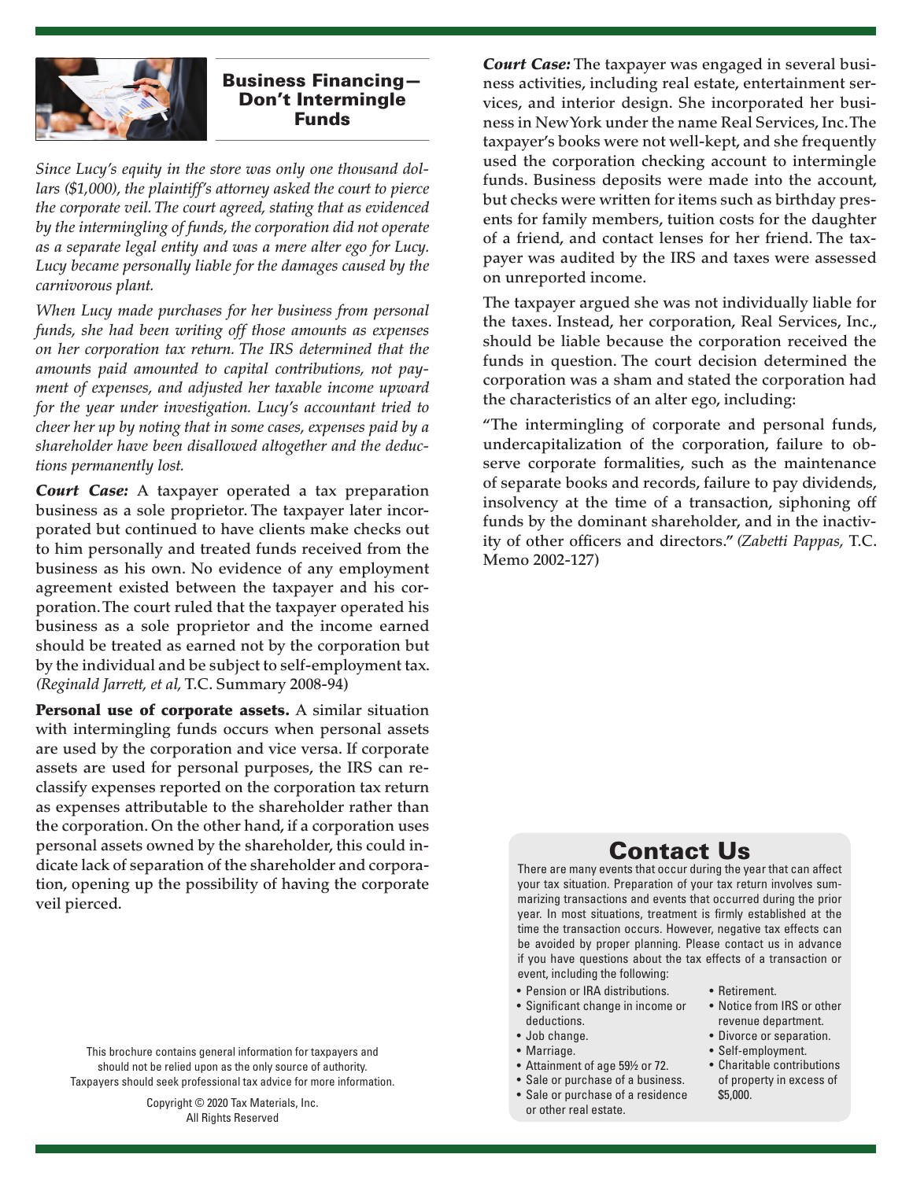## Business Financing—Don't Intermingle Funds

*Since Lucy's equity in the store was only one thousand dollars ($1,000), the plaintiff's attorney asked the court to pierce the corporate veil. The court agreed, stating that as evidenced by the intermingling of funds, the corporation did not operate as a separate legal entity and was a mere alter ego for Lucy. Lucy became personally liable for the damages caused by the carnivorous plant.*

*When Lucy made purchases for her business from personal funds, she had been writing off those amounts as expenses on her corporation tax return. The IRS determined that the amounts paid amounted to capital contributions, not payment of expenses, and adjusted her taxable income upward for the year under investigation. Lucy's accountant tried to cheer her up by noting that in some cases, expenses paid by a shareholder have been disallowed altogether and the deductions permanently lost.*

***Court Case:*** A taxpayer operated a tax preparation business as a sole proprietor. The taxpayer later incorporated but continued to have clients make checks out to him personally and treated funds received from the business as his own. No evidence of any employment agreement existed between the taxpayer and his corporation. The court ruled that the taxpayer operated his business as a sole proprietor and the income earned should be treated as earned not by the corporation but by the individual and be subject to self-employment tax. *(Reginald Jarrett, et al,* T.C. Summary 2008-94)

**Personal use of corporate assets.** A similar situation with intermingling funds occurs when personal assets are used by the corporation and vice versa. If corporate assets are used for personal purposes, the IRS can reclassify expenses reported on the corporation tax return as expenses attributable to the shareholder rather than the corporation. On the other hand, if a corporation uses personal assets owned by the shareholder, this could indicate lack of separation of the shareholder and corporation, opening up the possibility of having the corporate veil pierced.

***Court Case:*** The taxpayer was engaged in several business activities, including real estate, entertainment services, and interior design. She incorporated her business in New York under the name Real Services, Inc. The taxpayer's books were not well-kept, and she frequently used the corporation checking account to intermingle funds. Business deposits were made into the account, but checks were written for items such as birthday presents for family members, tuition costs for the daughter of a friend, and contact lenses for her friend. The taxpayer was audited by the IRS and taxes were assessed on unreported income.

The taxpayer argued she was not individually liable for the taxes. Instead, her corporation, Real Services, Inc., should be liable because the corporation received the funds in question. The court decision determined the corporation was a sham and stated the corporation had the characteristics of an alter ego, including:

"The intermingling of corporate and personal funds, undercapitalization of the corporation, failure to observe corporate formalities, such as the maintenance of separate books and records, failure to pay dividends, insolvency at the time of a transaction, siphoning off funds by the dominant shareholder, and in the inactivity of other officers and directors." *(Zabetti Pappas,* T.C. Memo 2002-127)

## Contact Us

There are many events that occur during the year that can affect your tax situation. Preparation of your tax return involves summarizing transactions and events that occurred during the prior year. In most situations, treatment is firmly established at the time the transaction occurs. However, negative tax effects can be avoided by proper planning. Please contact us in advance if you have questions about the tax effects of a transaction or event, including the following:

- Pension or IRA distributions.
- Significant change in income or deductions.
- Job change.
- Marriage.
- Attainment of age 59½ or 72.
- Sale or purchase of a business.
- Sale or purchase of a residence or other real estate.
- Retirement.
- Notice from IRS or other revenue department.
- Divorce or separation.
- Self-employment.
- Charitable contributions of property in excess of $5,000.

This brochure contains general information for taxpayers and should not be relied upon as the only source of authority. Taxpayers should seek professional tax advice for more information.

Copyright © 2020 Tax Materials, Inc.
All Rights Reserved